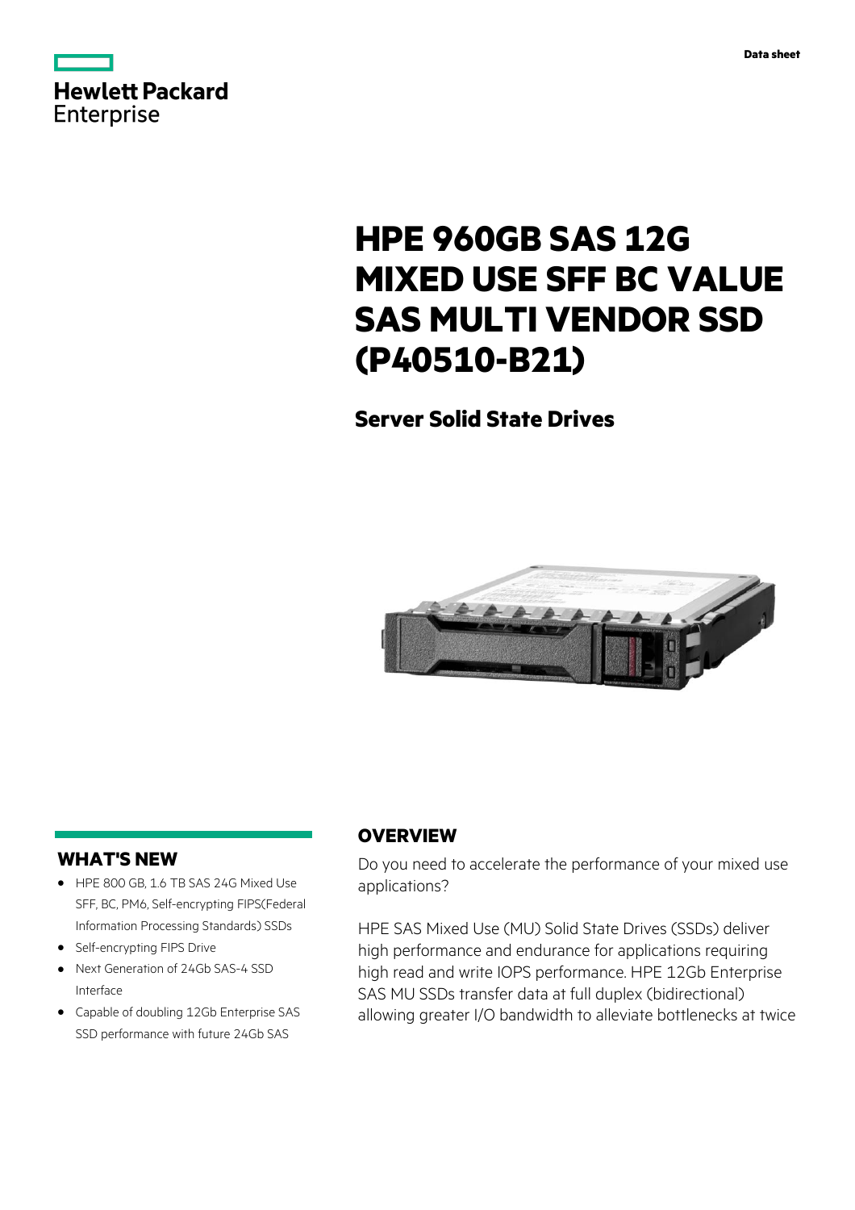Data sheet

# HPE 960GB SAS 12G MIXED USE SFF BC VALUE SAS MULTI VENDOR SSD (P40510-B21)

## Server Solid State Drives

## WHAT'S NEW

- HPE 800 GB, 1.6 TB SAS 24G Mixed Use SFF, BC, PM6, Self-encrypting FIPS(Federal Information Processing Standards) SSDs
- Self-encrypting FIPS Drive
- Next Generation of 24Gb SAS-4 SSD Interface
- Capable of doubling 12Gb Enterprise SAS SSD performance with future 24Gb SAS

## OVERVIEW

Do you need to accelerate the performance of your mixed use applications?

HPE SAS Mixed Use (MU) Solid State Drives (SSDs) deliver high performance and endurance for applications requiring high read and write IOPS performance. HPE 12Gb Enterprise SAS MU SSDs transfer data at full duplex (bidirectional) allowing greater I/O bandwidth to alleviate bottlenecks at twice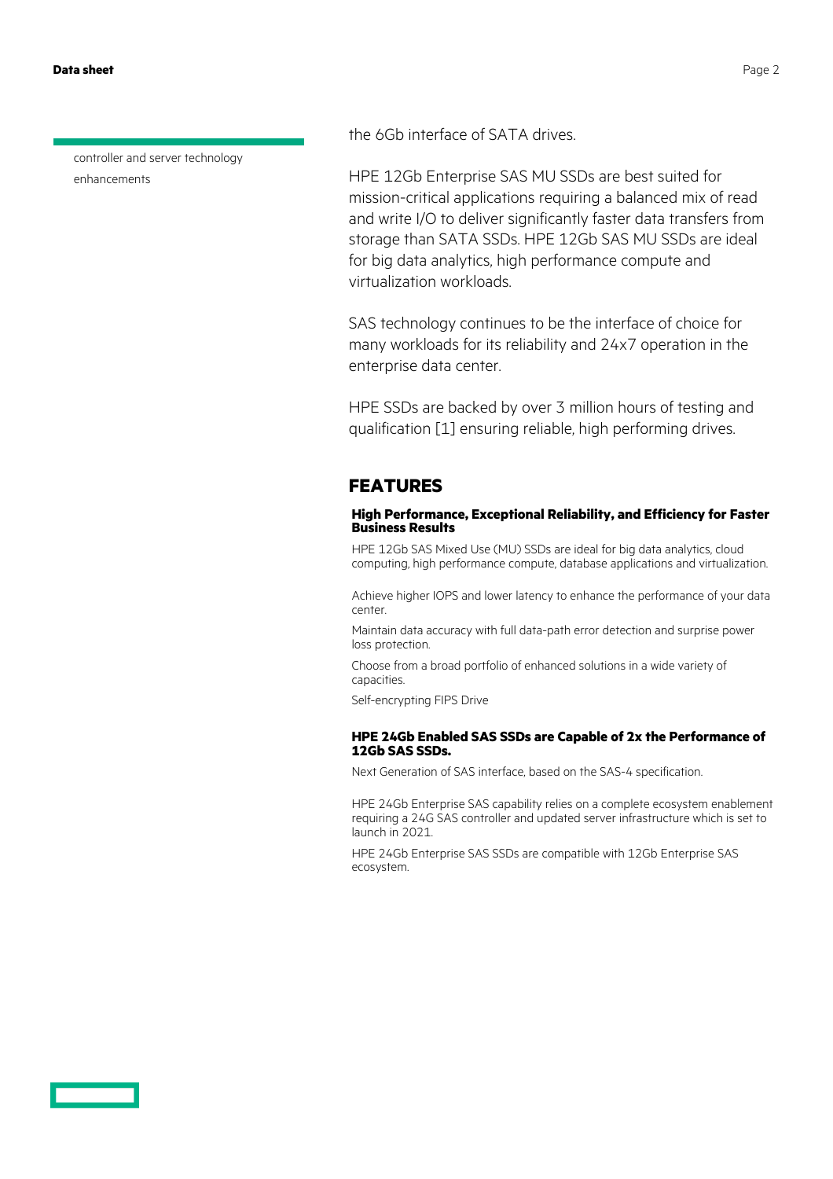controller and server technology enhancements

the 6Gb interface of SATA drives.

HPE 12Gb Enterprise SAS MU SSDs are best suited for mission-critical applications requiring a balanced mix of read and write I/O to deliver significantly faster data transfers from storage than SATA SSDs. HPE 12Gb SAS MU SSDs are ideal for big data analytics, high performance compute and virtualization workloads.

SAS technology continues to be the interface of choice for many workloads for its reliability and 24x7 operation in the enterprise data center.

HPE SSDs are backed by over 3 million hours of testing and qualification [1] ensuring reliable, high performing drives.

## FEATURES

### High Performance, Exceptional Reliability, and Efficiency for Faster Business Results

HPE 12Gb SAS Mixed Use (MU) SSDs are ideal for big data analytics, cloud computing, high performance compute, database applications and virtualization.

Achieve higher IOPS and lower latency to enhance the performance of your data center.

Maintain data accuracy with full data-path error detection and surprise power loss protection.

Choose from a broad portfolio of enhanced solutions in a wide variety of capacities.

Self-encrypting FIPS Drive

### HPE 24Gb Enabled SAS SSDs are Capable of 2x the Performance of 12Gb SAS SSDs.

Next Generation of SAS interface, based on the SAS-4 specification.

HPE 24Gb Enterprise SAS capability relies on a complete ecosystem enablement requiring a 24G SAS controller and updated server infrastructure which is set to launch in 2021.

HPE 24Gb Enterprise SAS SSDs are compatible with 12Gb Enterprise SAS ecosystem.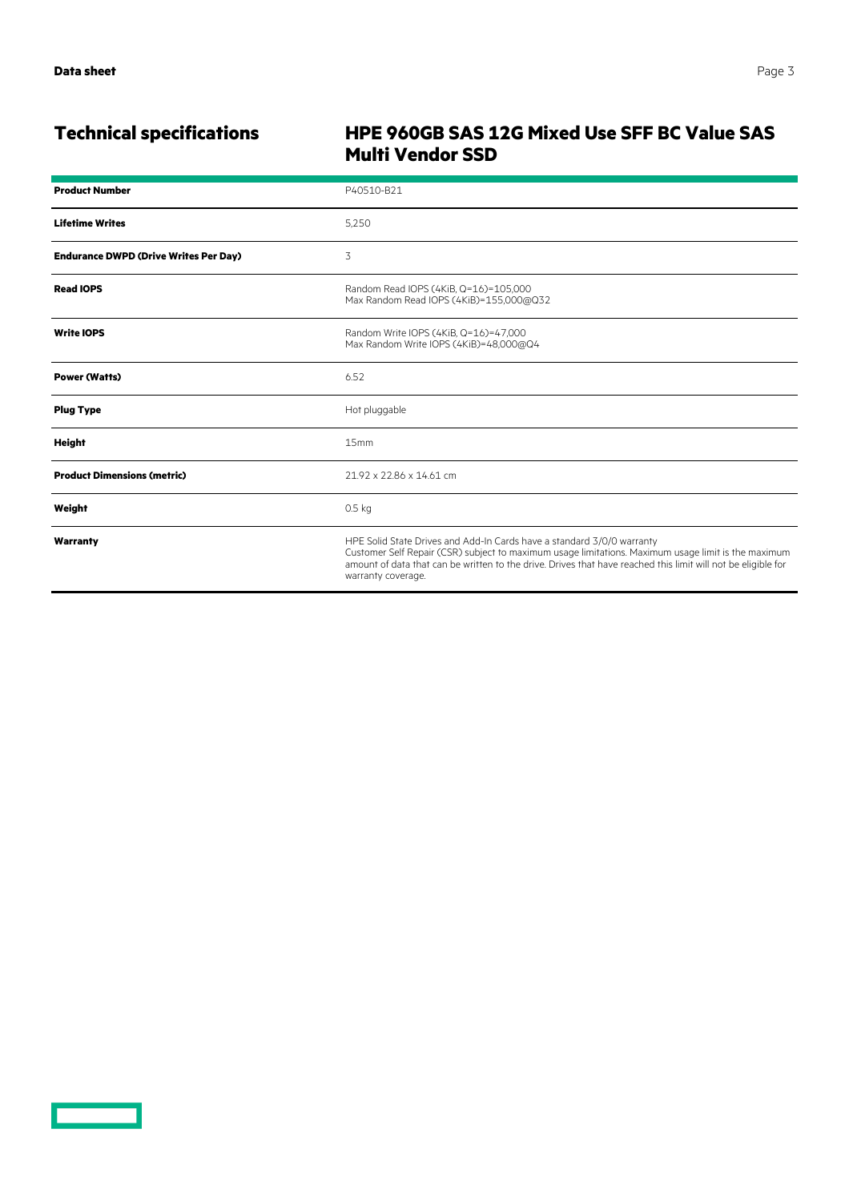## Technical specifications

### HPE 960GB SAS 12G Mixed Use SFF BC Value SAS Multi Vendor SSD

| | |
|---|---|
| **Product Number** | P40510-B21 |
| **Lifetime Writes** | 5,250 |
| **Endurance DWPD (Drive Writes Per Day)** | 3 |
| **Read IOPS** | Random Read IOPS (4KiB, Q=16)=105,000<br>Max Random Read IOPS (4KiB)=155,000@Q32 |
| **Write IOPS** | Random Write IOPS (4KiB, Q=16)=47,000<br>Max Random Write IOPS (4KiB)=48,000@Q4 |
| **Power (Watts)** | 6.52 |
| **Plug Type** | Hot pluggable |
| **Height** | 15mm |
| **Product Dimensions (metric)** | 21.92 x 22.86 x 14.61 cm |
| **Weight** | 0.5 kg |
| **Warranty** | HPE Solid State Drives and Add-In Cards have a standard 3/0/0 warranty<br>Customer Self Repair (CSR) subject to maximum usage limitations. Maximum usage limit is the maximum amount of data that can be written to the drive. Drives that have reached this limit will not be eligible for warranty coverage. |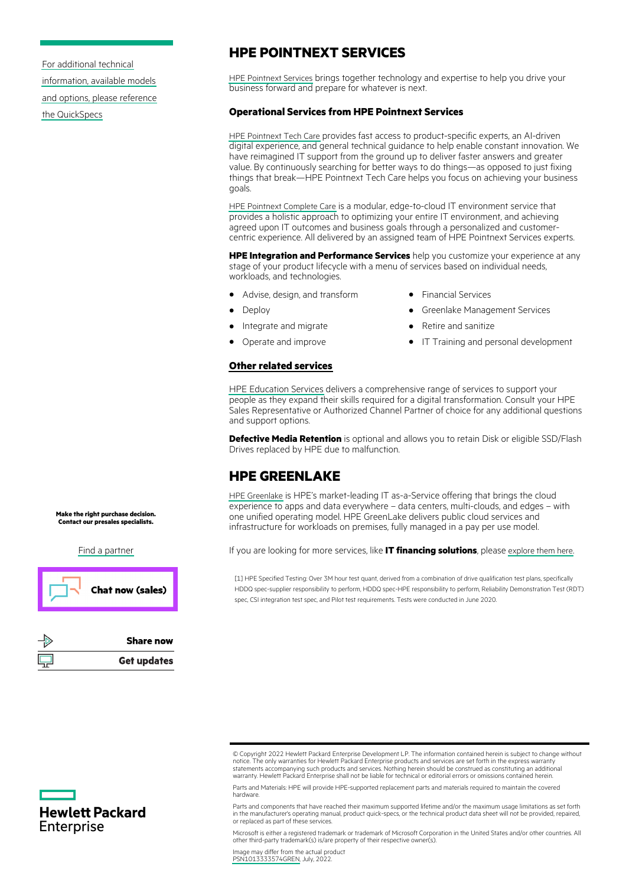For additional technical information, available models and options, please reference the QuickSpecs

# HPE POINTNEXT SERVICES

HPE Pointnext Services brings together technology and expertise to help you drive your business forward and prepare for whatever is next.

### Operational Services from HPE Pointnext Services

HPE Pointnext Tech Care provides fast access to product-specific experts, an AI-driven digital experience, and general technical guidance to help enable constant innovation. We have reimagined IT support from the ground up to deliver faster answers and greater value. By continuously searching for better ways to do things—as opposed to just fixing things that break—HPE Pointnext Tech Care helps you focus on achieving your business goals.

HPE Pointnext Complete Care is a modular, edge-to-cloud IT environment service that provides a holistic approach to optimizing your entire IT environment, and achieving agreed upon IT outcomes and business goals through a personalized and customer-centric experience. All delivered by an assigned team of HPE Pointnext Services experts.

**HPE Integration and Performance Services** help you customize your experience at any stage of your product lifecycle with a menu of services based on individual needs, workloads, and technologies.

- Advise, design, and transform
- Deploy
- Integrate and migrate
- Operate and improve
- Financial Services
- Greenlake Management Services
- Retire and sanitize
- IT Training and personal development

### Other related services

HPE Education Services delivers a comprehensive range of services to support your people as they expand their skills required for a digital transformation. Consult your HPE Sales Representative or Authorized Channel Partner of choice for any additional questions and support options.

**Defective Media Retention** is optional and allows you to retain Disk or eligible SSD/Flash Drives replaced by HPE due to malfunction.

# HPE GREENLAKE

HPE Greenlake is HPE's market-leading IT as-a-Service offering that brings the cloud experience to apps and data everywhere – data centers, multi-clouds, and edges – with one unified operating model. HPE GreenLake delivers public cloud services and infrastructure for workloads on premises, fully managed in a pay per use model.

If you are looking for more services, like **IT financing solutions**, please explore them here.

[1] HPE Specified Testing: Over 3M hour test quant, derived from a combination of drive qualification test plans, specifically HDDQ spec-supplier responsibility to perform, HDDQ spec-HPE responsibility to perform, Reliability Demonstration Test (RDT) spec, CSI integration test spec, and Pilot test requirements. Tests were conducted in June 2020.

**Make the right purchase decision. Contact our presales specialists.**

Find a partner

**Chat now (sales)**

**Share now**

**Get updates**

© Copyright 2022 Hewlett Packard Enterprise Development LP. The information contained herein is subject to change without notice. The only warranties for Hewlett Packard Enterprise products and services are set forth in the express warranty statements accompanying such products and services. Nothing herein should be construed as constituting an additional warranty. Hewlett Packard Enterprise shall not be liable for technical or editorial errors or omissions contained herein.

Parts and Materials: HPE will provide HPE-supported replacement parts and materials required to maintain the covered hardware.

Parts and components that have reached their maximum supported lifetime and/or the maximum usage limitations as set forth in the manufacturer's operating manual, product quick-specs, or the technical product data sheet will not be provided, repaired, or replaced as part of these services.

Microsoft is either a registered trademark or trademark of Microsoft Corporation in the United States and/or other countries. All other third-party trademark(s) is/are property of their respective owner(s).

Image may differ from the actual product

PSN1013333574GREN, July, 2022.

Hewlett Packard Enterprise